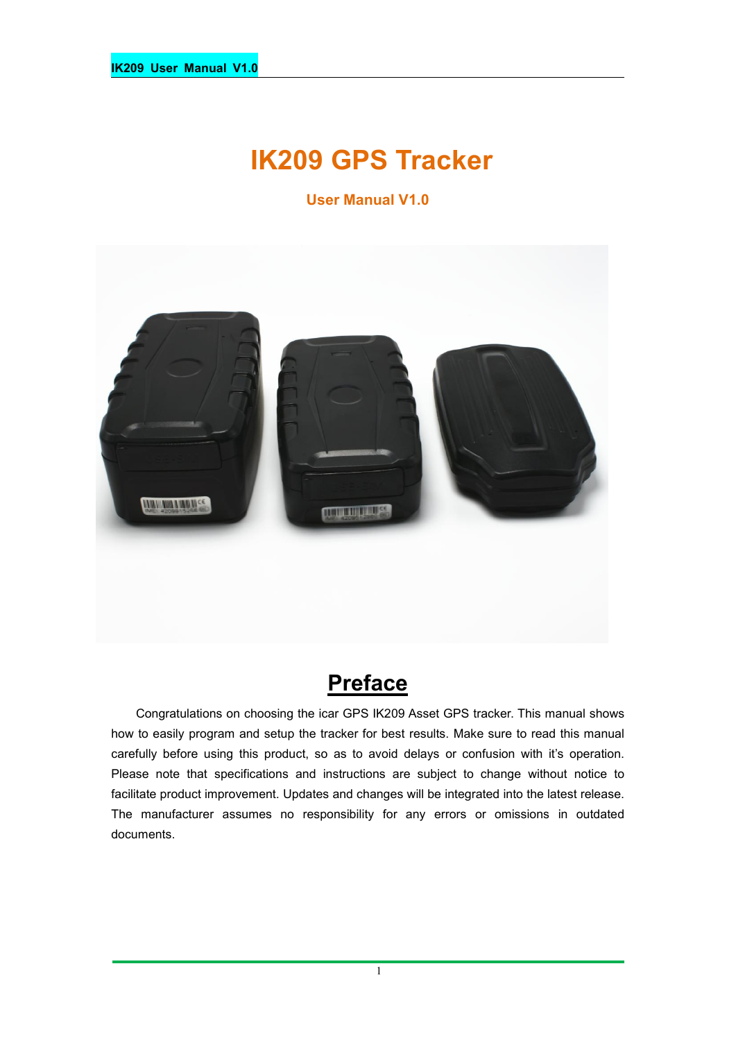# IK209 GPS Tracker

### User Manual V1.0

## Preface

Congratulations on choosing the icar GPS IK209 Asset GPS tracker. This manual shows how to easily program and setup the tracker for best results. Make sure to read this manual carefully before using this product, so as to avoid delays or confusion with it's operation. Please note that specifications and instructions are subject to change without notice to facilitate product improvement. Updates and changes will be integrated into the latest release. The manufacturer assumes no responsibility for any errors or omissions in outdated documents.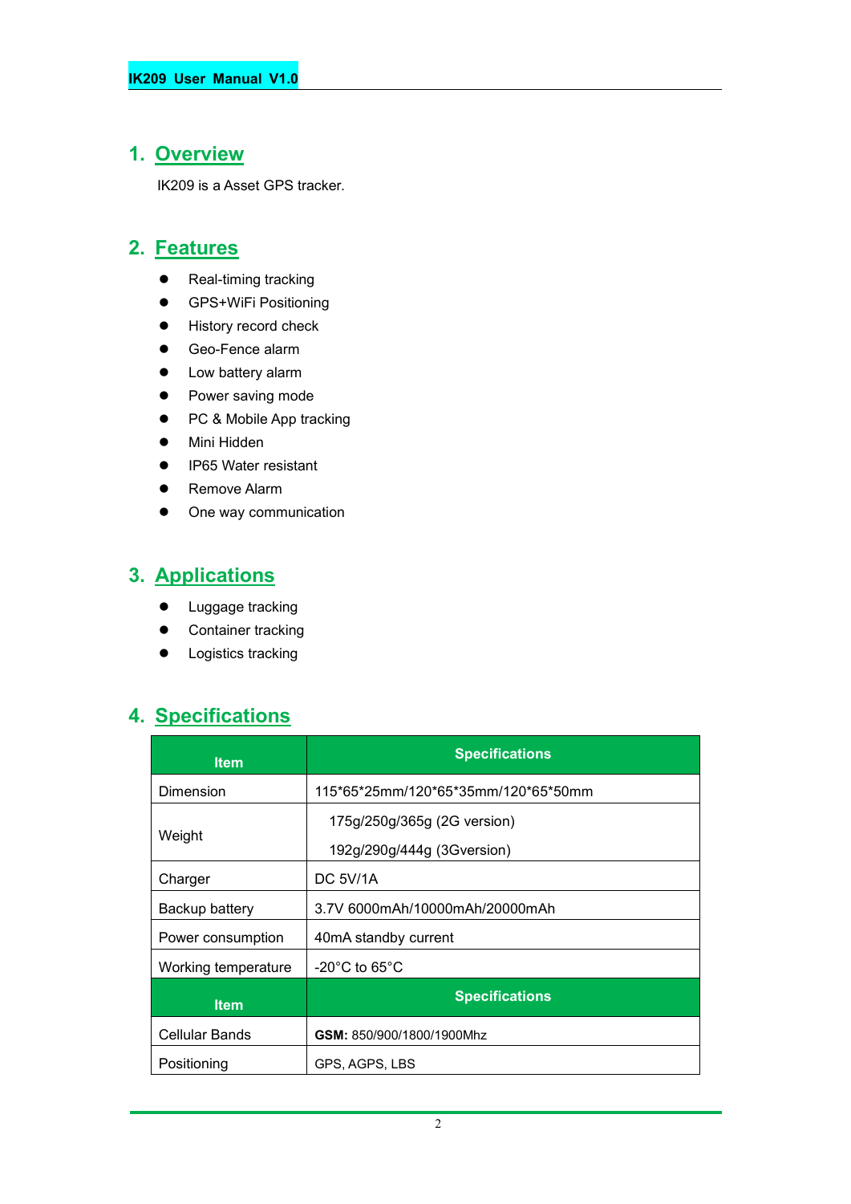## 1. Overview

IK209 is a Asset GPS tracker.

## 2. Features

- Real-timing tracking
- GPS+WiFi Positioning
- History record check
- Geo-Fence alarm
- Low battery alarm
- Power saving mode
- PC & Mobile App tracking
- Mini Hidden
- IP65 Water resistant
- Remove Alarm
- One way communication

## 3. Applications

- Luggage tracking
- Container tracking
- Logistics tracking

## 4. Specifications

| Item | Specifications |
|---|---|
| Dimension | 115*65*25mm/120*65*35mm/120*65*50mm |
| Weight | 175g/250g/365g (2G version)<br>192g/290g/444g (3Gversion) |
| Charger | DC 5V/1A |
| Backup battery | 3.7V 6000mAh/10000mAh/20000mAh |
| Power consumption | 40mA standby current |
| Working temperature | -20°C to 65°C |
| **Item** | **Specifications** |
| Cellular Bands | **GSM:** 850/900/1800/1900Mhz |
| Positioning | GPS, AGPS, LBS |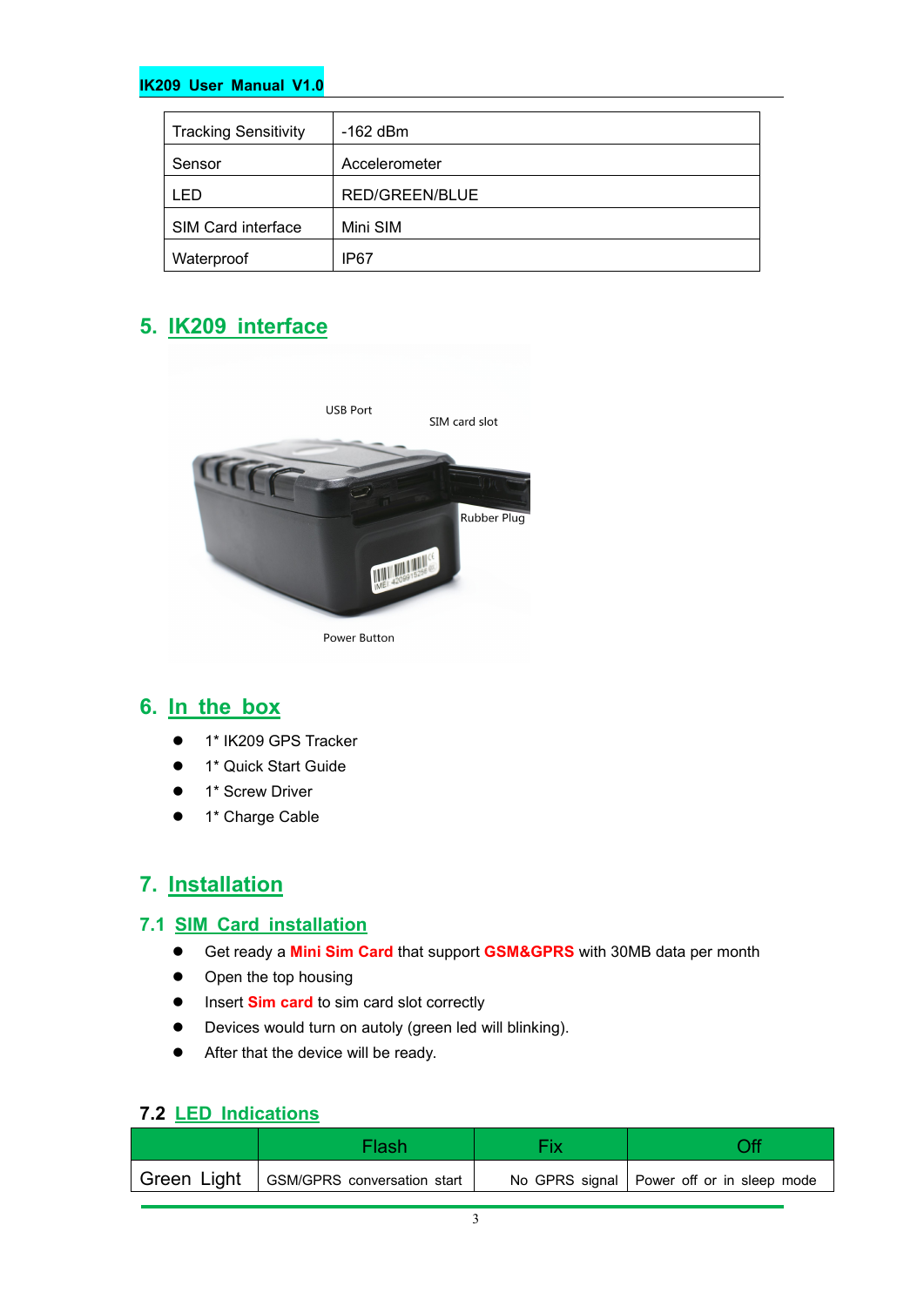| Tracking Sensitivity | -162 dBm |
|---|---|
| Sensor | Accelerometer |
| LED | RED/GREEN/BLUE |
| SIM Card interface | Mini SIM |
| Waterproof | IP67 |

## 5. IK209 interface

USB Port

SIM card slot

Rubber Plug

Power Button

## 6. In the box

- 1* IK209 GPS Tracker
- 1* Quick Start Guide
- 1* Screw Driver
- 1* Charge Cable

## 7. Installation

### 7.1 SIM Card installation

- Get ready a **Mini Sim Card** that support **GSM&GPRS** with 30MB data per month
- Open the top housing
- Insert **Sim card** to sim card slot correctly
- Devices would turn on autoly (green led will blinking).
- After that the device will be ready.

### 7.2 LED Indications

| | Flash | Fix | Off |
|---|---|---|---|
| Green Light | GSM/GPRS conversation start | No GPRS signal | Power off or in sleep mode |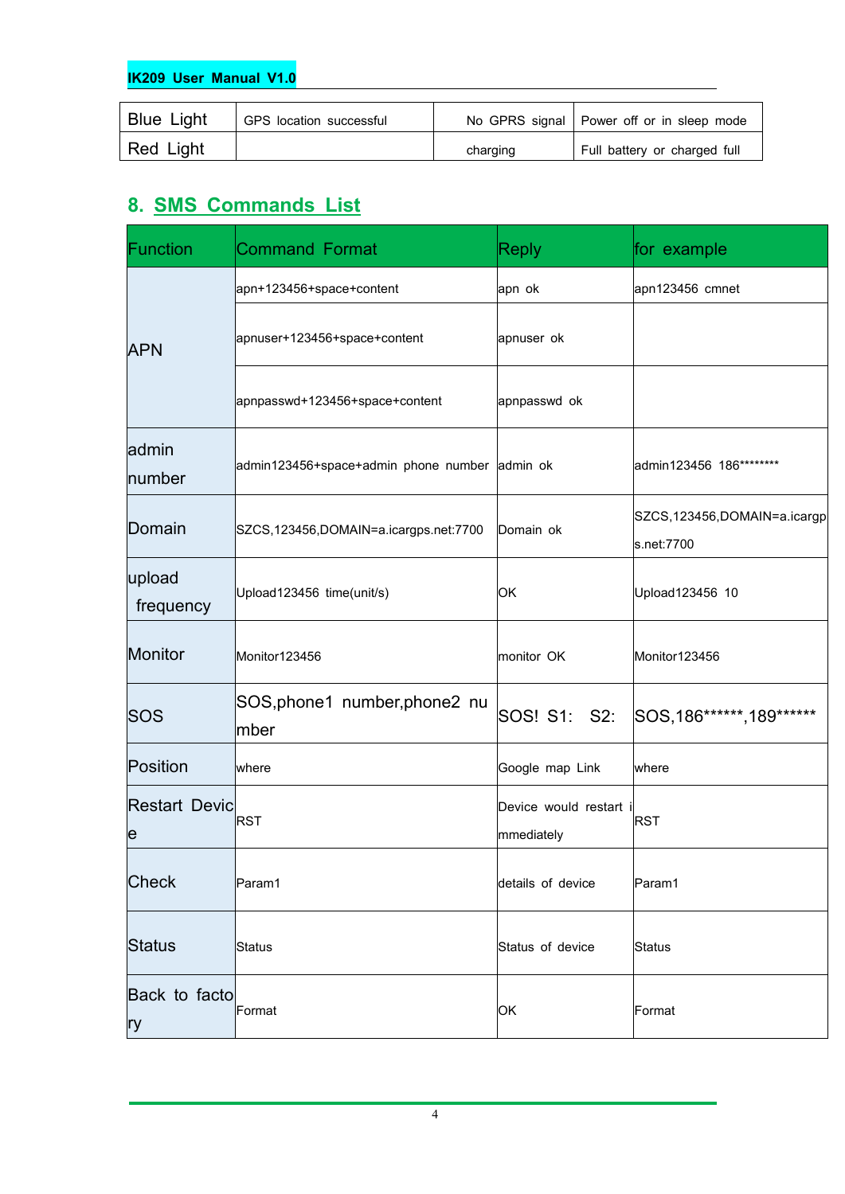| Blue Light | GPS location successful | No GPRS signal | Power off or in sleep mode |
|---|---|---|---|
| Red Light | | charging | Full battery or charged full |

## 8. SMS Commands List

| Function | Command Format | Reply | for example |
|---|---|---|---|
| APN | apn+123456+space+content | apn ok | apn123456 cmnet |
| | apnuser+123456+space+content | apnuser ok | |
| | apnpasswd+123456+space+content | apnpasswd ok | |
| admin number | admin123456+space+admin phone number | admin ok | admin123456 186******** |
| Domain | SZCS,123456,DOMAIN=a.icargps.net:7700 | Domain ok | SZCS,123456,DOMAIN=a.icargps.net:7700 |
| upload frequency | Upload123456 time(unit/s) | OK | Upload123456 10 |
| Monitor | Monitor123456 | monitor OK | Monitor123456 |
| SOS | SOS,phone1 number,phone2 number | SOS! S1: S2: | SOS,186******,189****** |
| Position | where | Google map Link | where |
| Restart Device | RST | Device would restart immediately | RST |
| Check | Param1 | details of device | Param1 |
| Status | Status | Status of device | Status |
| Back to factory | Format | OK | Format |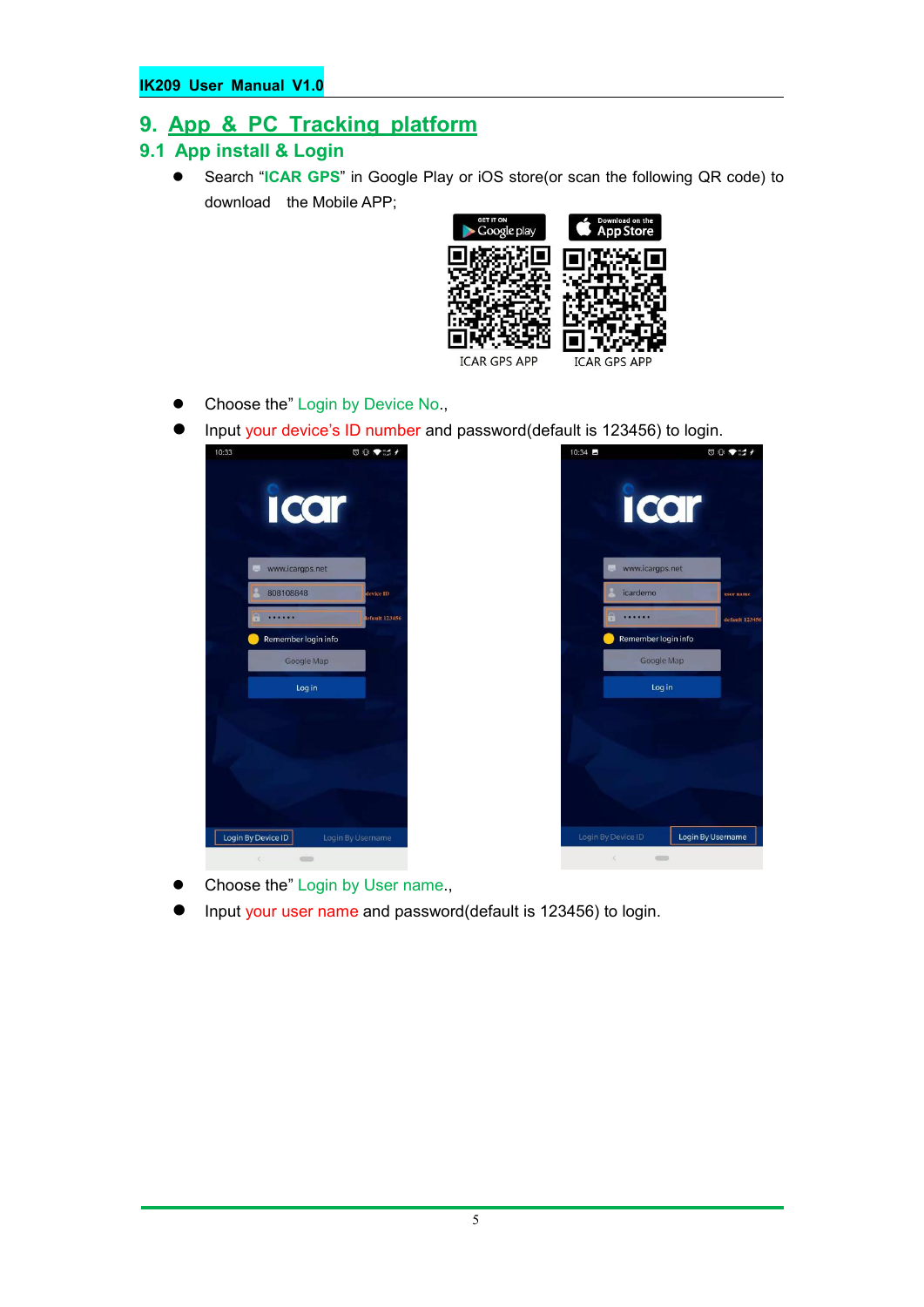# 9. App & PC Tracking platform

## 9.1 App install & Login

- Search "**ICAR GPS**" in Google Play or iOS store(or scan the following QR code) to download the Mobile APP;

ICAR GPS APP    ICAR GPS APP

- Choose the" Login by Device No.,
- Input your device's ID number and password(default is 123456) to login.
- Choose the" Login by User name.,
- Input your user name and password(default is 123456) to login.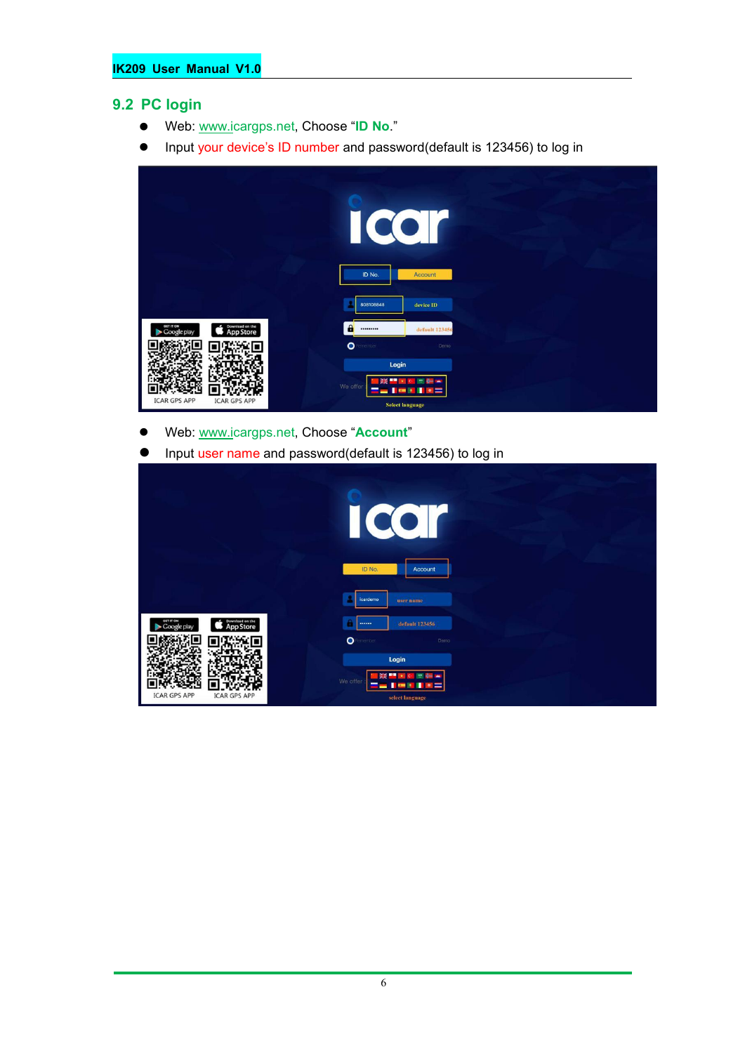## 9.2 PC login

- Web: www.icargps.net, Choose "**ID No.**"
- Input your device's ID number and password(default is 123456) to log in

- Web: www.icargps.net, Choose "**Account**"
- Input user name and password(default is 123456) to log in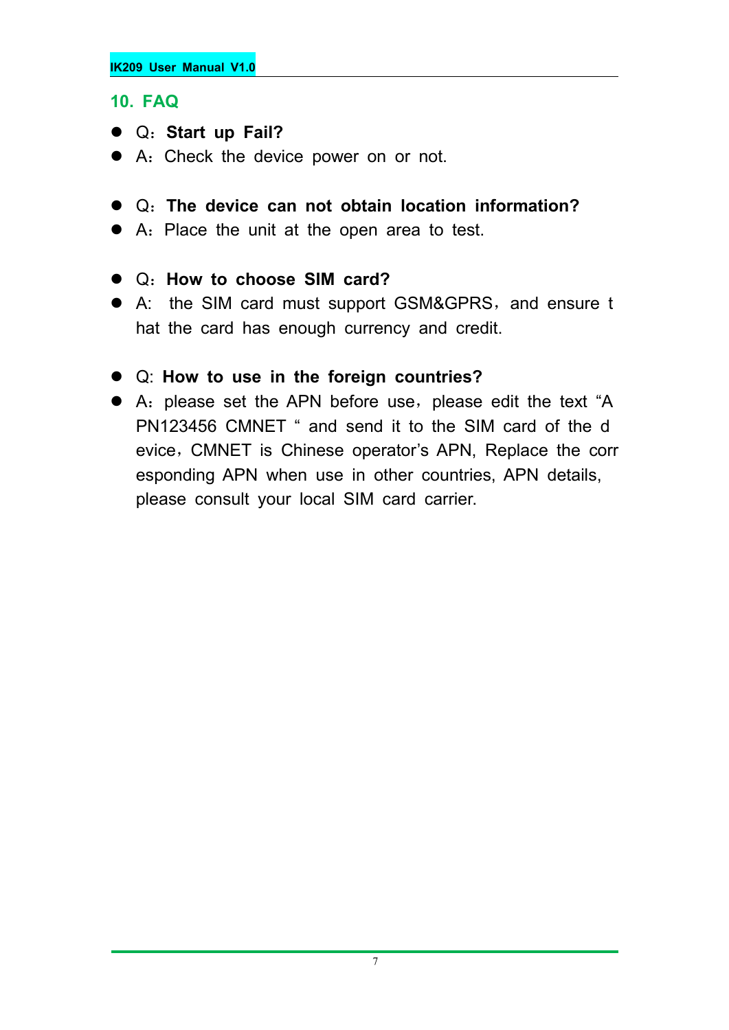## 10. FAQ

- Q：**Start up Fail?**
- A：Check the device power on or not.

- Q：**The device can not obtain location information?**
- A：Place the unit at the open area to test.

- Q：**How to choose SIM card?**
- A: the SIM card must support GSM&GPRS，and ensure that the card has enough currency and credit.

- Q: **How to use in the foreign countries?**
- A：please set the APN before use，please edit the text “APN123456 CMNET “ and send it to the SIM card of the device，CMNET is Chinese operator’s APN, Replace the corresponding APN when use in other countries, APN details, please consult your local SIM card carrier.